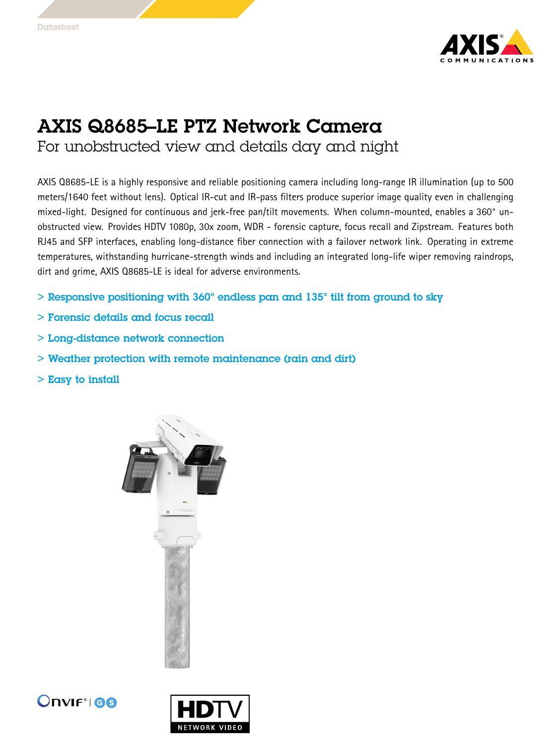Datasheet

# AXIS Q8685–LE PTZ Network Camera

## For unobstructed view and details day and night

AXIS Q8685-LE is a highly responsive and reliable positioning camera including long-range IR illumination (up to 500 meters/1640 feet without lens). Optical IR-cut and IR-pass filters produce superior image quality even in challenging mixed-light. Designed for continuous and jerk-free pan/tilt movements. When column-mounted, enables a 360° unobstructed view. Provides HDTV 1080p, 30x zoom, WDR - forensic capture, focus recall and Zipstream. Features both RJ45 and SFP interfaces, enabling long-distance fiber connection with a failover network link. Operating in extreme temperatures, withstanding hurricane-strength winds and including an integrated long-life wiper removing raindrops, dirt and grime, AXIS Q8685-LE is ideal for adverse environments.

- > Responsive positioning with 360° endless pan and 135° tilt from ground to sky
- > Forensic details and focus recall
- > Long-distance network connection
- > Weather protection with remote maintenance (rain and dirt)
- > Easy to install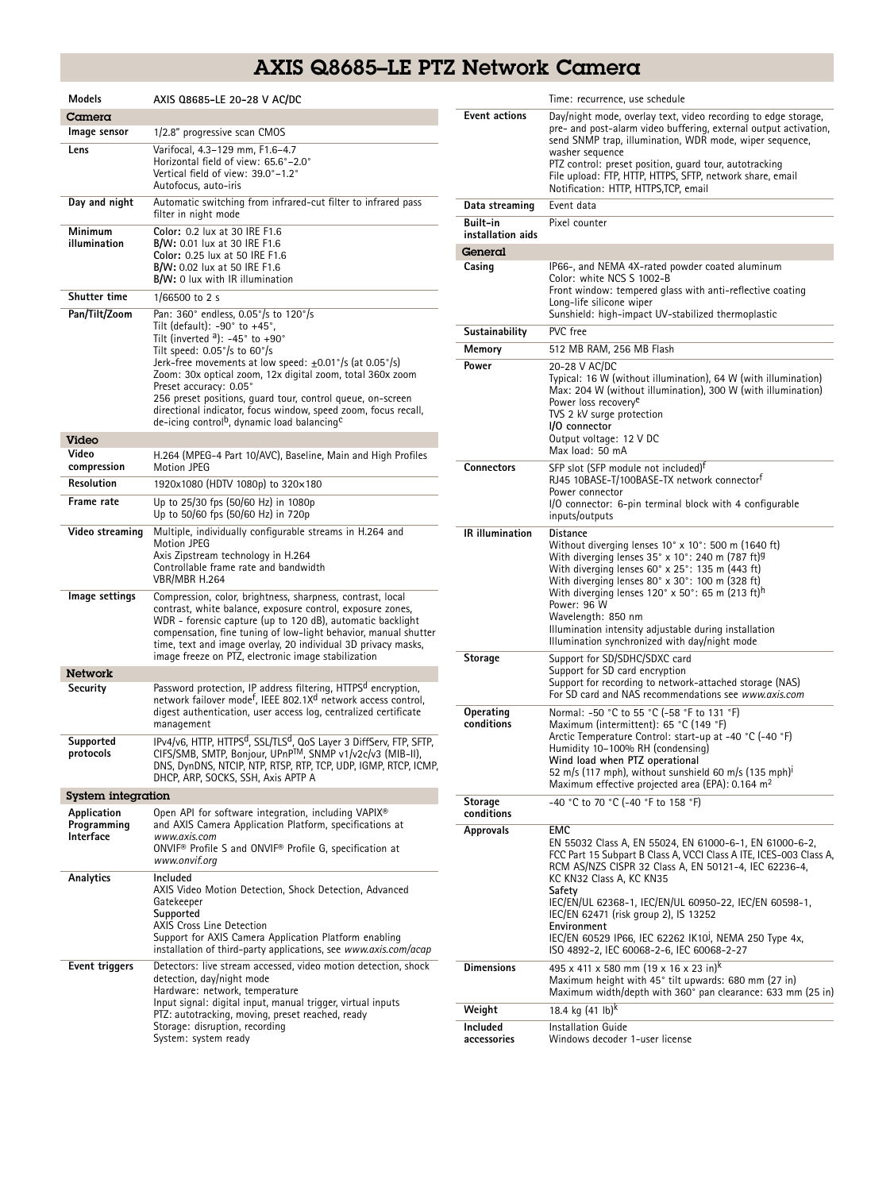# AXIS Q8685-LE PTZ Network Camera

| | |
|---|---|
| **Models** | AXIS Q8685-LE 20-28 V AC/DC |

## Camera

| | |
|---|---|
| **Image sensor** | 1/2.8" progressive scan CMOS |
| **Lens** | Varifocal, 4.3–129 mm, F1.6–4.7<br>Horizontal field of view: 65.6°–2.0°<br>Vertical field of view: 39.0°–1.2°<br>Autofocus, auto-iris |
| **Day and night** | Automatic switching from infrared-cut filter to infrared pass filter in night mode |
| **Minimum illumination** | **Color:** 0.2 lux at 30 IRE F1.6<br>**B/W:** 0.01 lux at 30 IRE F1.6<br>**Color:** 0.25 lux at 50 IRE F1.6<br>**B/W:** 0.02 lux at 50 IRE F1.6<br>**B/W:** 0 lux with IR illumination |
| **Shutter time** | 1/66500 to 2 s |
| **Pan/Tilt/Zoom** | Pan: 360° endless, 0.05°/s to 120°/s<br>Tilt (default): -90° to +45°,<br>Tilt (inverted [a]): -45° to +90°<br>Tilt speed: 0.05°/s to 60°/s<br>Jerk-free movements at low speed: ±0.01°/s (at 0.05°/s)<br>Zoom: 30x optical zoom, 12x digital zoom, total 360x zoom<br>Preset accuracy: 0.05°<br>256 preset positions, guard tour, control queue, on-screen directional indicator, focus window, speed zoom, focus recall, de-icing control[b], dynamic load balancing[c] |

## Video

| | |
|---|---|
| **Video compression** | H.264 (MPEG-4 Part 10/AVC), Baseline, Main and High Profiles<br>Motion JPEG |
| **Resolution** | 1920x1080 (HDTV 1080p) to 320x180 |
| **Frame rate** | Up to 25/30 fps (50/60 Hz) in 1080p<br>Up to 50/60 fps (50/60 Hz) in 720p |
| **Video streaming** | Multiple, individually configurable streams in H.264 and Motion JPEG<br>Axis Zipstream technology in H.264<br>Controllable frame rate and bandwidth<br>VBR/MBR H.264 |
| **Image settings** | Compression, color, brightness, sharpness, contrast, local contrast, white balance, exposure control, exposure zones, WDR - forensic capture (up to 120 dB), automatic backlight compensation, fine tuning of low-light behavior, manual shutter time, text and image overlay, 20 individual 3D privacy masks, image freeze on PTZ, electronic image stabilization |

## Network

| | |
|---|---|
| **Security** | Password protection, IP address filtering, HTTPS[d] encryption, network failover mode[f], IEEE 802.1X[d] network access control, digest authentication, user access log, centralized certificate management |
| **Supported protocols** | IPv4/v6, HTTP, HTTPS[d], SSL/TLS[d], QoS Layer 3 DiffServ, FTP, SFTP, CIFS/SMB, SMTP, Bonjour, UPnP™, SNMP v1/v2c/v3 (MIB-II), DNS, DynDNS, NTCIP, NTP, RTSP, RTP, TCP, UDP, IGMP, RTCP, ICMP, DHCP, ARP, SOCKS, SSH, Axis APTP A |

## System integration

| | |
|---|---|
| **Application Programming Interface** | Open API for software integration, including VAPIX® and AXIS Camera Application Platform, specifications at *www.axis.com*<br>ONVIF® Profile S and ONVIF® Profile G, specification at *www.onvif.org* |
| **Analytics** | **Included**<br>AXIS Video Motion Detection, Shock Detection, Advanced Gatekeeper<br>**Supported**<br>AXIS Cross Line Detection<br>Support for AXIS Camera Application Platform enabling installation of third-party applications, see *www.axis.com/acap* |
| **Event triggers** | Detectors: live stream accessed, video motion detection, shock detection, day/night mode<br>Hardware: network, temperature<br>Input signal: digital input, manual trigger, virtual inputs<br>PTZ: autotracking, moving, preset reached, ready<br>Storage: disruption, recording<br>System: system ready<br>Time: recurrence, use schedule |
| **Event actions** | Day/night mode, overlay text, video recording to edge storage, pre- and post-alarm video buffering, external output activation, send SNMP trap, illumination, WDR mode, wiper sequence, washer sequence<br>PTZ control: preset position, guard tour, autotracking<br>File upload: FTP, HTTP, HTTPS, SFTP, network share, email<br>Notification: HTTP, HTTPS,TCP, email |
| **Data streaming** | Event data |
| **Built-in installation aids** | Pixel counter |

## General

| | |
|---|---|
| **Casing** | IP66-, and NEMA 4X-rated powder coated aluminum<br>Color: white NCS S 1002-B<br>Front window: tempered glass with anti-reflective coating<br>Long-life silicone wiper<br>Sunshield: high-impact UV-stabilized thermoplastic |
| **Sustainability** | PVC free |
| **Memory** | 512 MB RAM, 256 MB Flash |
| **Power** | 20–28 V AC/DC<br>Typical: 16 W (without illumination), 64 W (with illumination)<br>Max: 204 W (without illumination), 300 W (with illumination)<br>Power loss recovery[e]<br>TVS 2 kV surge protection<br>**I/O connector**<br>Output voltage: 12 V DC<br>Max load: 50 mA |
| **Connectors** | SFP slot (SFP module not included)[f]<br>RJ45 10BASE-T/100BASE-TX network connector[f]<br>Power connector<br>I/O connector: 6-pin terminal block with 4 configurable inputs/outputs |
| **IR illumination** | **Distance**<br>Without diverging lenses 10° x 10°: 500 m (1640 ft)<br>With diverging lenses 35° x 10°: 240 m (787 ft)[g]<br>With diverging lenses 60° x 25°: 135 m (443 ft)<br>With diverging lenses 80° x 30°: 100 m (328 ft)<br>With diverging lenses 120° x 50°: 65 m (213 ft)[h]<br>Power: 96 W<br>Wavelength: 850 nm<br>Illumination intensity adjustable during installation<br>Illumination synchronized with day/night mode |
| **Storage** | Support for SD/SDHC/SDXC card<br>Support for SD card encryption<br>Support for recording to network-attached storage (NAS)<br>For SD card and NAS recommendations see *www.axis.com* |
| **Operating conditions** | Normal: -50 °C to 55 °C (-58 °F to 131 °F)<br>Maximum (intermittent): 65 °C (149 °F)<br>Arctic Temperature Control: start-up at -40 °C (-40 °F)<br>Humidity 10–100% RH (condensing)<br>**Wind load when PTZ operational**<br>52 m/s (117 mph), without sunshield 60 m/s (135 mph)[i]<br>Maximum effective projected area (EPA): 0.164 m² |
| **Storage conditions** | -40 °C to 70 °C (-40 °F to 158 °F) |
| **Approvals** | **EMC**<br>EN 55032 Class A, EN 55024, EN 61000-6-1, EN 61000-6-2, FCC Part 15 Subpart B Class A, VCCI Class A ITE, ICES-003 Class A, RCM AS/NZS CISPR 32 Class A, EN 50121-4, IEC 62236-4, KC KN32 Class A, KC KN35<br>**Safety**<br>IEC/EN/UL 62368-1, IEC/EN/UL 60950-22, IEC/EN 60598-1, IEC/EN 62471 (risk group 2), IS 13252<br>**Environment**<br>IEC/EN 60529 IP66, IEC 62262 IK10[j], NEMA 250 Type 4x, ISO 4892-2, IEC 60068-2-6, IEC 60068-2-27 |
| **Dimensions** | 495 x 411 x 580 mm (19 x 16 x 23 in)[k]<br>Maximum height with 45° tilt upwards: 680 mm (27 in)<br>Maximum width/depth with 360° pan clearance: 633 mm (25 in) |
| **Weight** | 18.4 kg (41 lb)[k] |
| **Included accessories** | Installation Guide<br>Windows decoder 1-user license |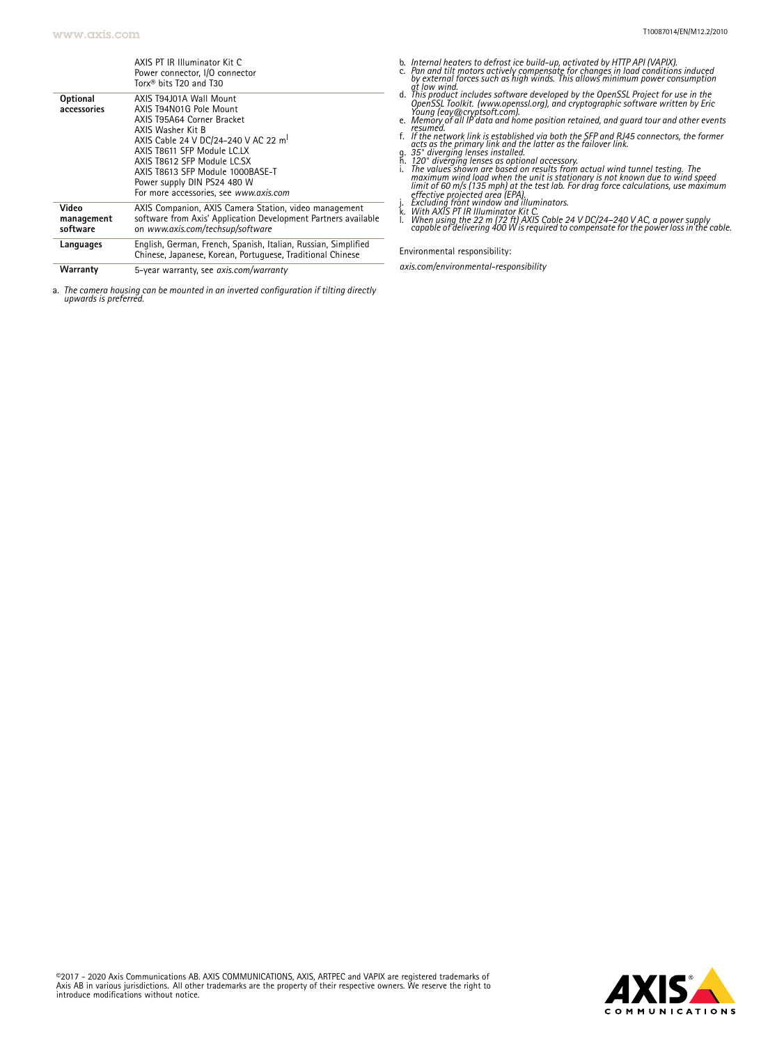| | |
|---|---|
| | AXIS PT IR Illuminator Kit C<br>Power connector, I/O connector<br>Torx® bits T20 and T30 |
| **Optional accessories** | AXIS T94J01A Wall Mount<br>AXIS T94N01G Pole Mount<br>AXIS T95A64 Corner Bracket<br>AXIS Washer Kit B<br>AXIS Cable 24 V DC/24–240 V AC 22 m[l]<br>AXIS T8611 SFP Module LC.LX<br>AXIS T8612 SFP Module LC.SX<br>AXIS T8613 SFP Module 1000BASE-T<br>Power supply DIN PS24 480 W<br>For more accessories, see *www.axis.com* |
| **Video management software** | AXIS Companion, AXIS Camera Station, video management software from Axis' Application Development Partners available on *www.axis.com/techsup/software* |
| **Languages** | English, German, French, Spanish, Italian, Russian, Simplified Chinese, Japanese, Korean, Portuguese, Traditional Chinese |
| **Warranty** | 5-year warranty, see *axis.com/warranty* |

a. *The camera housing can be mounted in an inverted configuration if tilting directly upwards is preferred.*

b. *Internal heaters to defrost ice build-up, activated by HTTP API (VAPIX).*

c. *Pan and tilt motors actively compensate for changes in load conditions induced by external forces such as high winds. This allows minimum power consumption at low wind.*

d. *This product includes software developed by the OpenSSL Project for use in the OpenSSL Toolkit. (www.openssl.org), and cryptographic software written by Eric Young (eay@cryptsoft.com).*

e. *Memory of all IP data and home position retained, and guard tour and other events resumed.*

f. *If the network link is established via both the SFP and RJ45 connectors, the former acts as the primary link and the latter as the failover link.*

g. *35° diverging lenses installed.*

h. *120° diverging lenses as optional accessory.*

i. *The values shown are based on results from actual wind tunnel testing. The maximum wind load when the unit is stationary is not known due to wind speed limit of 60 m/s (135 mph) at the test lab. For drag force calculations, use maximum effective projected area (EPA).*

j. *Excluding front window and illuminators.*

k. *With AXIS PT IR Illuminator Kit C.*

l. *When using the 22 m (72 ft) AXIS Cable 24 V DC/24–240 V AC, a power supply capable of delivering 400 W is required to compensate for the power loss in the cable.*

Environmental responsibility:

*axis.com/environmental-responsibility*

©2017 - 2020 Axis Communications AB. AXIS COMMUNICATIONS, AXIS, ARTPEC and VAPIX are registered trademarks of Axis AB in various jurisdictions. All other trademarks are the property of their respective owners. We reserve the right to introduce modifications without notice.